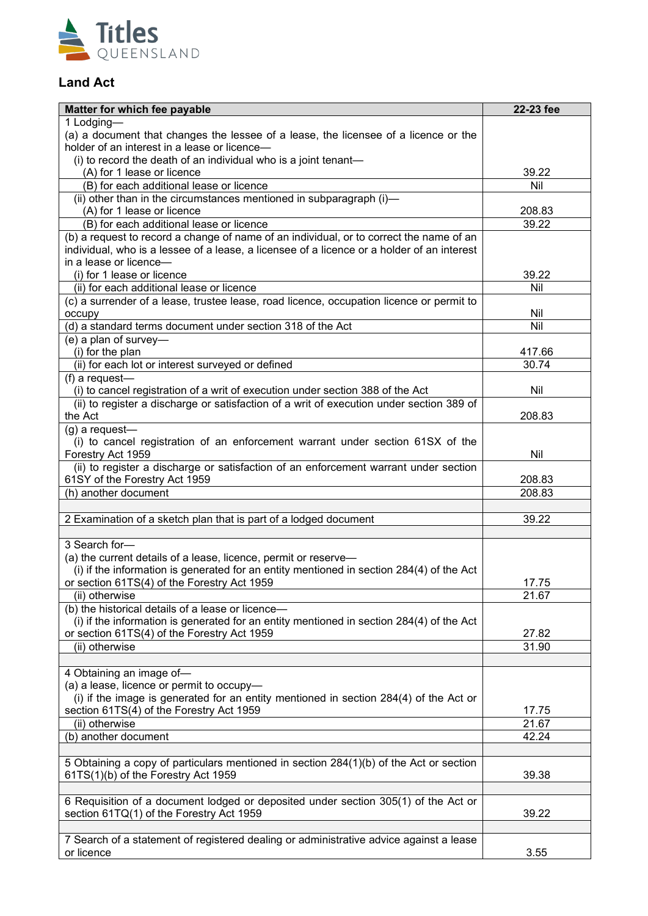# Titles Queensland

## Land Act

| Matter for which fee payable | 22-23 fee |
|---|---|
| 1 Lodging— | |
| (a) a document that changes the lessee of a lease, the licensee of a licence or the holder of an interest in a lease or licence— | |
| (i) to record the death of an individual who is a joint tenant— | |
| (A) for 1 lease or licence | 39.22 |
| (B) for each additional lease or licence | Nil |
| (ii) other than in the circumstances mentioned in subparagraph (i)— | |
| (A) for 1 lease or licence | 208.83 |
| (B) for each additional lease or licence | 39.22 |
| (b) a request to record a change of name of an individual, or to correct the name of an individual, who is a lessee of a lease, a licensee of a licence or a holder of an interest in a lease or licence— | |
| (i) for 1 lease or licence | 39.22 |
| (ii) for each additional lease or licence | Nil |
| (c) a surrender of a lease, trustee lease, road licence, occupation licence or permit to occupy | Nil |
| (d) a standard terms document under section 318 of the Act | Nil |
| (e) a plan of survey— | |
| (i) for the plan | 417.66 |
| (ii) for each lot or interest surveyed or defined | 30.74 |
| (f) a request— | |
| (i) to cancel registration of a writ of execution under section 388 of the Act | Nil |
| (ii) to register a discharge or satisfaction of a writ of execution under section 389 of the Act | 208.83 |
| (g) a request— | |
| (i) to cancel registration of an enforcement warrant under section 61SX of the Forestry Act 1959 | Nil |
| (ii) to register a discharge or satisfaction of an enforcement warrant under section 61SY of the Forestry Act 1959 | 208.83 |
| (h) another document | 208.83 |
| | |
| 2 Examination of a sketch plan that is part of a lodged document | 39.22 |
| | |
| 3 Search for— | |
| (a) the current details of a lease, licence, permit or reserve— | |
| (i) if the information is generated for an entity mentioned in section 284(4) of the Act or section 61TS(4) of the Forestry Act 1959 | 17.75 |
| (ii) otherwise | 21.67 |
| (b) the historical details of a lease or licence— | |
| (i) if the information is generated for an entity mentioned in section 284(4) of the Act or section 61TS(4) of the Forestry Act 1959 | 27.82 |
| (ii) otherwise | 31.90 |
| | |
| 4 Obtaining an image of— | |
| (a) a lease, licence or permit to occupy— | |
| (i) if the image is generated for an entity mentioned in section 284(4) of the Act or section 61TS(4) of the Forestry Act 1959 | 17.75 |
| (ii) otherwise | 21.67 |
| (b) another document | 42.24 |
| | |
| 5 Obtaining a copy of particulars mentioned in section 284(1)(b) of the Act or section 61TS(1)(b) of the Forestry Act 1959 | 39.38 |
| | |
| 6 Requisition of a document lodged or deposited under section 305(1) of the Act or section 61TQ(1) of the Forestry Act 1959 | 39.22 |
| | |
| 7 Search of a statement of registered dealing or administrative advice against a lease or licence | 3.55 |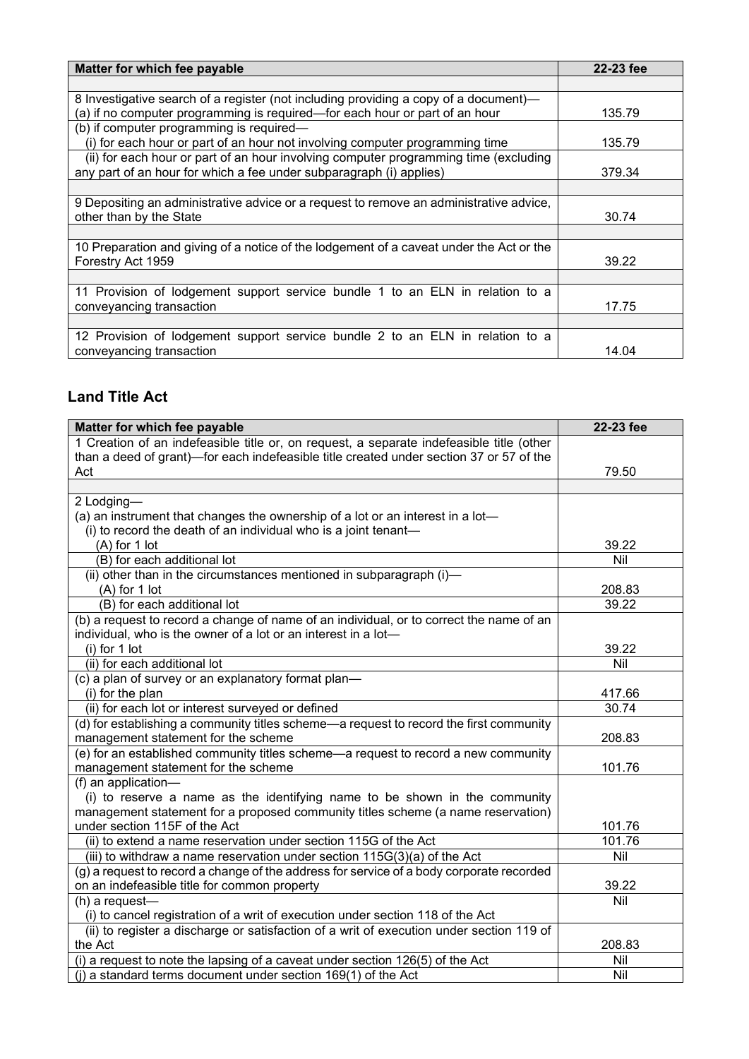| Matter for which fee payable | 22-23 fee |
|---|---|
| | |
| 8 Investigative search of a register (not including providing a copy of a document)—<br>(a) if no computer programming is required—for each hour or part of an hour | 135.79 |
| (b) if computer programming is required—<br>(i) for each hour or part of an hour not involving computer programming time | 135.79 |
| (ii) for each hour or part of an hour involving computer programming time (excluding any part of an hour for which a fee under subparagraph (i) applies) | 379.34 |
| | |
| 9 Depositing an administrative advice or a request to remove an administrative advice, other than by the State | 30.74 |
| | |
| 10 Preparation and giving of a notice of the lodgement of a caveat under the Act or the Forestry Act 1959 | 39.22 |
| | |
| 11 Provision of lodgement support service bundle 1 to an ELN in relation to a conveyancing transaction | 17.75 |
| | |
| 12 Provision of lodgement support service bundle 2 to an ELN in relation to a conveyancing transaction | 14.04 |

## Land Title Act

| Matter for which fee payable | 22-23 fee |
|---|---|
| 1 Creation of an indefeasible title or, on request, a separate indefeasible title (other than a deed of grant)—for each indefeasible title created under section 37 or 57 of the Act | 79.50 |
| | |
| 2 Lodging—<br>(a) an instrument that changes the ownership of a lot or an interest in a lot—<br>(i) to record the death of an individual who is a joint tenant—<br>(A) for 1 lot | 39.22 |
| (B) for each additional lot | Nil |
| (ii) other than in the circumstances mentioned in subparagraph (i)—<br>(A) for 1 lot | 208.83 |
| (B) for each additional lot | 39.22 |
| (b) a request to record a change of name of an individual, or to correct the name of an individual, who is the owner of a lot or an interest in a lot—<br>(i) for 1 lot | 39.22 |
| (ii) for each additional lot | Nil |
| (c) a plan of survey or an explanatory format plan—<br>(i) for the plan | 417.66 |
| (ii) for each lot or interest surveyed or defined | 30.74 |
| (d) for establishing a community titles scheme—a request to record the first community management statement for the scheme | 208.83 |
| (e) for an established community titles scheme—a request to record a new community management statement for the scheme | 101.76 |
| (f) an application—<br>(i) to reserve a name as the identifying name to be shown in the community management statement for a proposed community titles scheme (a name reservation) under section 115F of the Act | 101.76 |
| (ii) to extend a name reservation under section 115G of the Act | 101.76 |
| (iii) to withdraw a name reservation under section 115G(3)(a) of the Act | Nil |
| (g) a request to record a change of the address for service of a body corporate recorded on an indefeasible title for common property | 39.22 |
| (h) a request—<br>(i) to cancel registration of a writ of execution under section 118 of the Act | Nil |
| (ii) to register a discharge or satisfaction of a writ of execution under section 119 of the Act | 208.83 |
| (i) a request to note the lapsing of a caveat under section 126(5) of the Act | Nil |
| (j) a standard terms document under section 169(1) of the Act | Nil |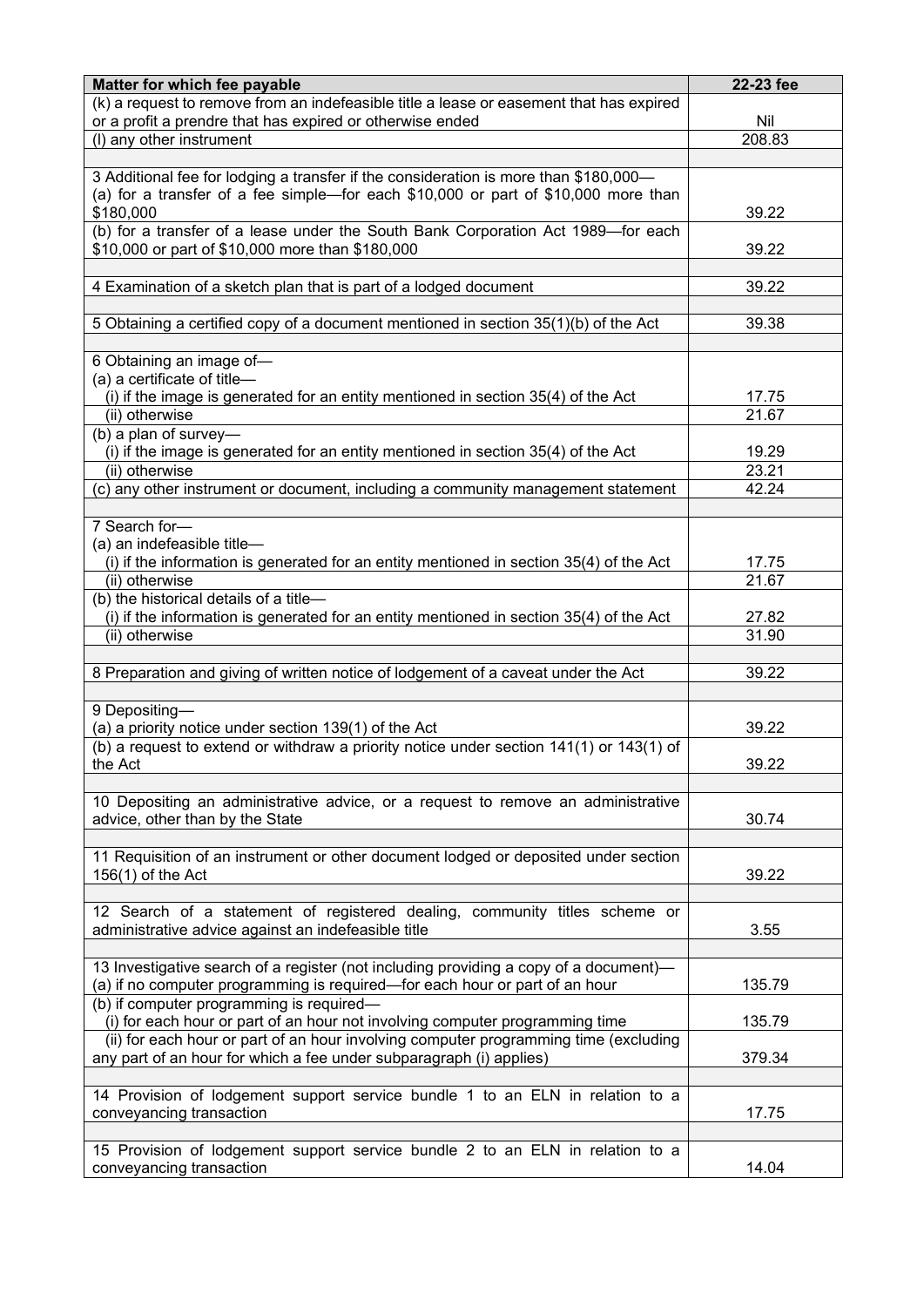| Matter for which fee payable | 22-23 fee |
| --- | --- |
| (k) a request to remove from an indefeasible title a lease or easement that has expired or a profit a prendre that has expired or otherwise ended | Nil |
| (l) any other instrument | 208.83 |
| | |
| 3 Additional fee for lodging a transfer if the consideration is more than $180,000—<br>(a) for a transfer of a fee simple—for each $10,000 or part of $10,000 more than $180,000 | 39.22 |
| (b) for a transfer of a lease under the South Bank Corporation Act 1989—for each $10,000 or part of $10,000 more than $180,000 | 39.22 |
| | |
| 4 Examination of a sketch plan that is part of a lodged document | 39.22 |
| | |
| 5 Obtaining a certified copy of a document mentioned in section 35(1)(b) of the Act | 39.38 |
| | |
| 6 Obtaining an image of—<br>(a) a certificate of title—<br>(i) if the image is generated for an entity mentioned in section 35(4) of the Act | 17.75 |
| (ii) otherwise | 21.67 |
| (b) a plan of survey—<br>(i) if the image is generated for an entity mentioned in section 35(4) of the Act | 19.29 |
| (ii) otherwise | 23.21 |
| (c) any other instrument or document, including a community management statement | 42.24 |
| | |
| 7 Search for—<br>(a) an indefeasible title—<br>(i) if the information is generated for an entity mentioned in section 35(4) of the Act | 17.75 |
| (ii) otherwise | 21.67 |
| (b) the historical details of a title—<br>(i) if the information is generated for an entity mentioned in section 35(4) of the Act | 27.82 |
| (ii) otherwise | 31.90 |
| | |
| 8 Preparation and giving of written notice of lodgement of a caveat under the Act | 39.22 |
| | |
| 9 Depositing—<br>(a) a priority notice under section 139(1) of the Act | 39.22 |
| (b) a request to extend or withdraw a priority notice under section 141(1) or 143(1) of the Act | 39.22 |
| | |
| 10 Depositing an administrative advice, or a request to remove an administrative advice, other than by the State | 30.74 |
| | |
| 11 Requisition of an instrument or other document lodged or deposited under section 156(1) of the Act | 39.22 |
| | |
| 12 Search of a statement of registered dealing, community titles scheme or administrative advice against an indefeasible title | 3.55 |
| | |
| 13 Investigative search of a register (not including providing a copy of a document)—<br>(a) if no computer programming is required—for each hour or part of an hour | 135.79 |
| (b) if computer programming is required—<br>(i) for each hour or part of an hour not involving computer programming time | 135.79 |
| (ii) for each hour or part of an hour involving computer programming time (excluding any part of an hour for which a fee under subparagraph (i) applies) | 379.34 |
| | |
| 14 Provision of lodgement support service bundle 1 to an ELN in relation to a conveyancing transaction | 17.75 |
| | |
| 15 Provision of lodgement support service bundle 2 to an ELN in relation to a conveyancing transaction | 14.04 |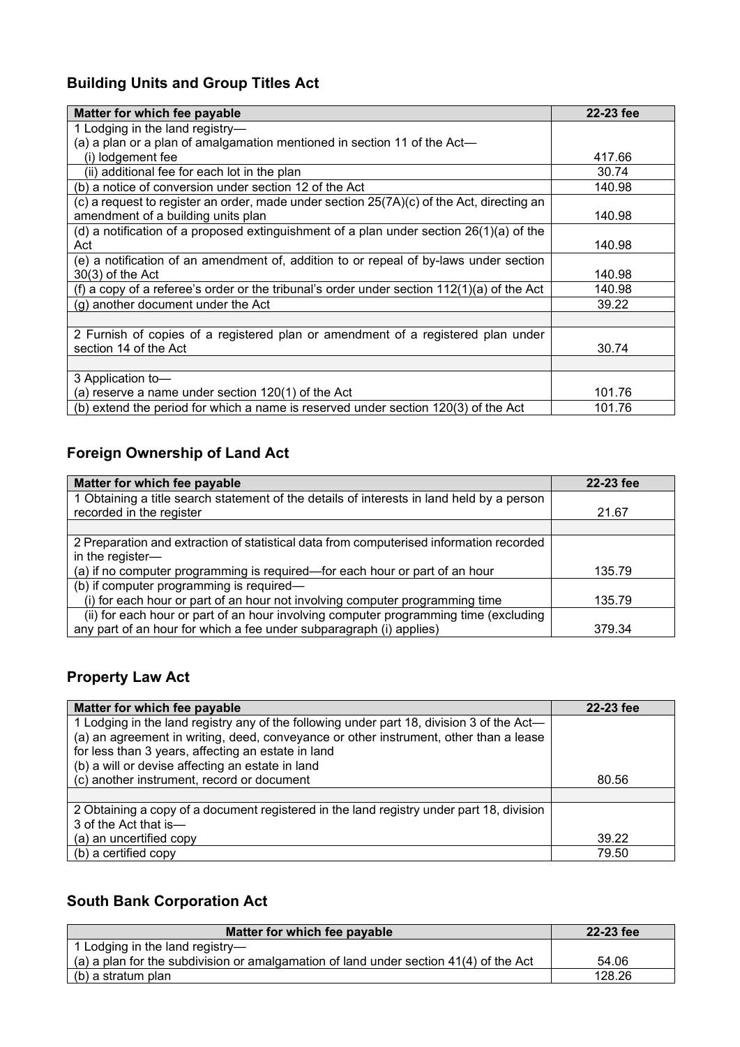## Building Units and Group Titles Act

| Matter for which fee payable | 22-23 fee |
|---|---|
| 1 Lodging in the land registry—<br>(a) a plan or a plan of amalgamation mentioned in section 11 of the Act—<br>(i) lodgement fee | 417.66 |
| (ii) additional fee for each lot in the plan | 30.74 |
| (b) a notice of conversion under section 12 of the Act | 140.98 |
| (c) a request to register an order, made under section 25(7A)(c) of the Act, directing an amendment of a building units plan | 140.98 |
| (d) a notification of a proposed extinguishment of a plan under section 26(1)(a) of the Act | 140.98 |
| (e) a notification of an amendment of, addition to or repeal of by-laws under section 30(3) of the Act | 140.98 |
| (f) a copy of a referee's order or the tribunal's order under section 112(1)(a) of the Act | 140.98 |
| (g) another document under the Act | 39.22 |
| | |
| 2 Furnish of copies of a registered plan or amendment of a registered plan under section 14 of the Act | 30.74 |
| | |
| 3 Application to—<br>(a) reserve a name under section 120(1) of the Act | 101.76 |
| (b) extend the period for which a name is reserved under section 120(3) of the Act | 101.76 |

## Foreign Ownership of Land Act

| Matter for which fee payable | 22-23 fee |
|---|---|
| 1 Obtaining a title search statement of the details of interests in land held by a person recorded in the register | 21.67 |
| | |
| 2 Preparation and extraction of statistical data from computerised information recorded in the register—<br>(a) if no computer programming is required—for each hour or part of an hour | 135.79 |
| (b) if computer programming is required—<br>(i) for each hour or part of an hour not involving computer programming time | 135.79 |
| (ii) for each hour or part of an hour involving computer programming time (excluding any part of an hour for which a fee under subparagraph (i) applies) | 379.34 |

## Property Law Act

| Matter for which fee payable | 22-23 fee |
|---|---|
| 1 Lodging in the land registry any of the following under part 18, division 3 of the Act—<br>(a) an agreement in writing, deed, conveyance or other instrument, other than a lease for less than 3 years, affecting an estate in land<br>(b) a will or devise affecting an estate in land<br>(c) another instrument, record or document | 80.56 |
| | |
| 2 Obtaining a copy of a document registered in the land registry under part 18, division 3 of the Act that is—<br>(a) an uncertified copy | 39.22 |
| (b) a certified copy | 79.50 |

## South Bank Corporation Act

| Matter for which fee payable | 22-23 fee |
|---|---|
| 1 Lodging in the land registry—<br>(a) a plan for the subdivision or amalgamation of land under section 41(4) of the Act | 54.06 |
| (b) a stratum plan | 128.26 |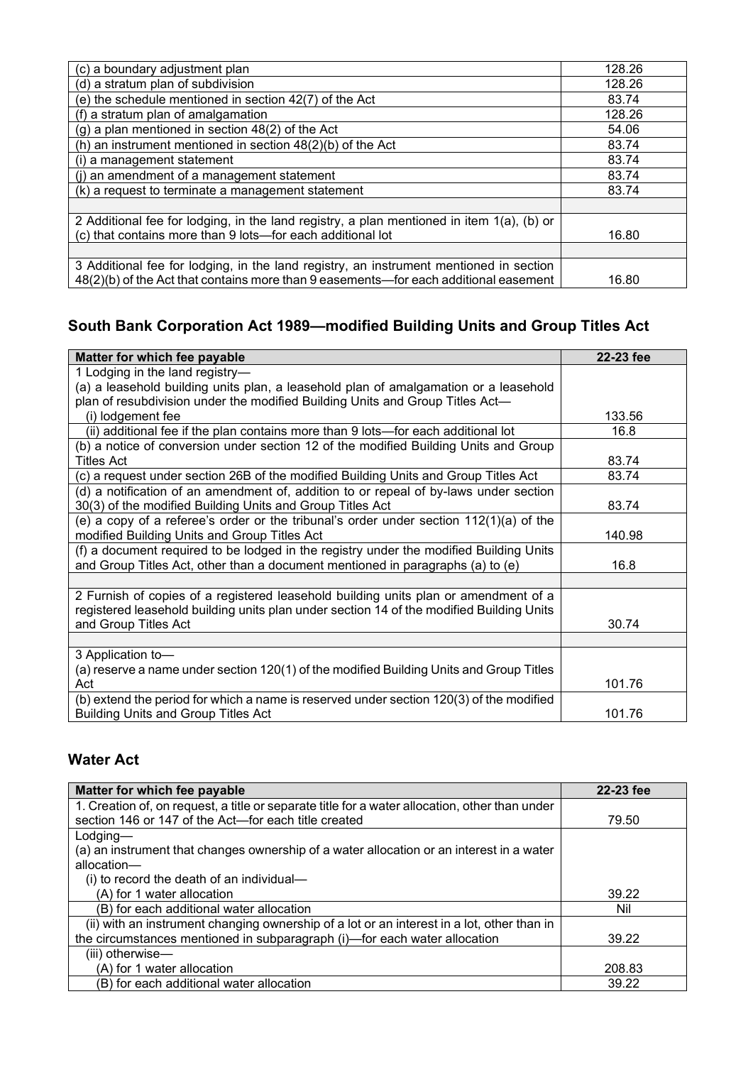| | |
|---|---|
| (c) a boundary adjustment plan | 128.26 |
| (d) a stratum plan of subdivision | 128.26 |
| (e) the schedule mentioned in section 42(7) of the Act | 83.74 |
| (f) a stratum plan of amalgamation | 128.26 |
| (g) a plan mentioned in section 48(2) of the Act | 54.06 |
| (h) an instrument mentioned in section 48(2)(b) of the Act | 83.74 |
| (i) a management statement | 83.74 |
| (j) an amendment of a management statement | 83.74 |
| (k) a request to terminate a management statement | 83.74 |
| | |
| 2 Additional fee for lodging, in the land registry, a plan mentioned in item 1(a), (b) or (c) that contains more than 9 lots—for each additional lot | 16.80 |
| | |
| 3 Additional fee for lodging, in the land registry, an instrument mentioned in section 48(2)(b) of the Act that contains more than 9 easements—for each additional easement | 16.80 |

## South Bank Corporation Act 1989—modified Building Units and Group Titles Act

| Matter for which fee payable | 22-23 fee |
|---|---|
| 1 Lodging in the land registry—<br>(a) a leasehold building units plan, a leasehold plan of amalgamation or a leasehold plan of resubdivision under the modified Building Units and Group Titles Act—<br>(i) lodgement fee | 133.56 |
| (ii) additional fee if the plan contains more than 9 lots—for each additional lot | 16.8 |
| (b) a notice of conversion under section 12 of the modified Building Units and Group Titles Act | 83.74 |
| (c) a request under section 26B of the modified Building Units and Group Titles Act | 83.74 |
| (d) a notification of an amendment of, addition to or repeal of by-laws under section 30(3) of the modified Building Units and Group Titles Act | 83.74 |
| (e) a copy of a referee's order or the tribunal's order under section 112(1)(a) of the modified Building Units and Group Titles Act | 140.98 |
| (f) a document required to be lodged in the registry under the modified Building Units and Group Titles Act, other than a document mentioned in paragraphs (a) to (e) | 16.8 |
| | |
| 2 Furnish of copies of a registered leasehold building units plan or amendment of a registered leasehold building units plan under section 14 of the modified Building Units and Group Titles Act | 30.74 |
| | |
| 3 Application to—<br>(a) reserve a name under section 120(1) of the modified Building Units and Group Titles Act | 101.76 |
| (b) extend the period for which a name is reserved under section 120(3) of the modified Building Units and Group Titles Act | 101.76 |

## Water Act

| Matter for which fee payable | 22-23 fee |
|---|---|
| 1. Creation of, on request, a title or separate title for a water allocation, other than under section 146 or 147 of the Act—for each title created | 79.50 |
| Lodging—<br>(a) an instrument that changes ownership of a water allocation or an interest in a water allocation—<br>(i) to record the death of an individual—<br>(A) for 1 water allocation | 39.22 |
| (B) for each additional water allocation | Nil |
| (ii) with an instrument changing ownership of a lot or an interest in a lot, other than in the circumstances mentioned in subparagraph (i)—for each water allocation | 39.22 |
| (iii) otherwise—<br>(A) for 1 water allocation | 208.83 |
| (B) for each additional water allocation | 39.22 |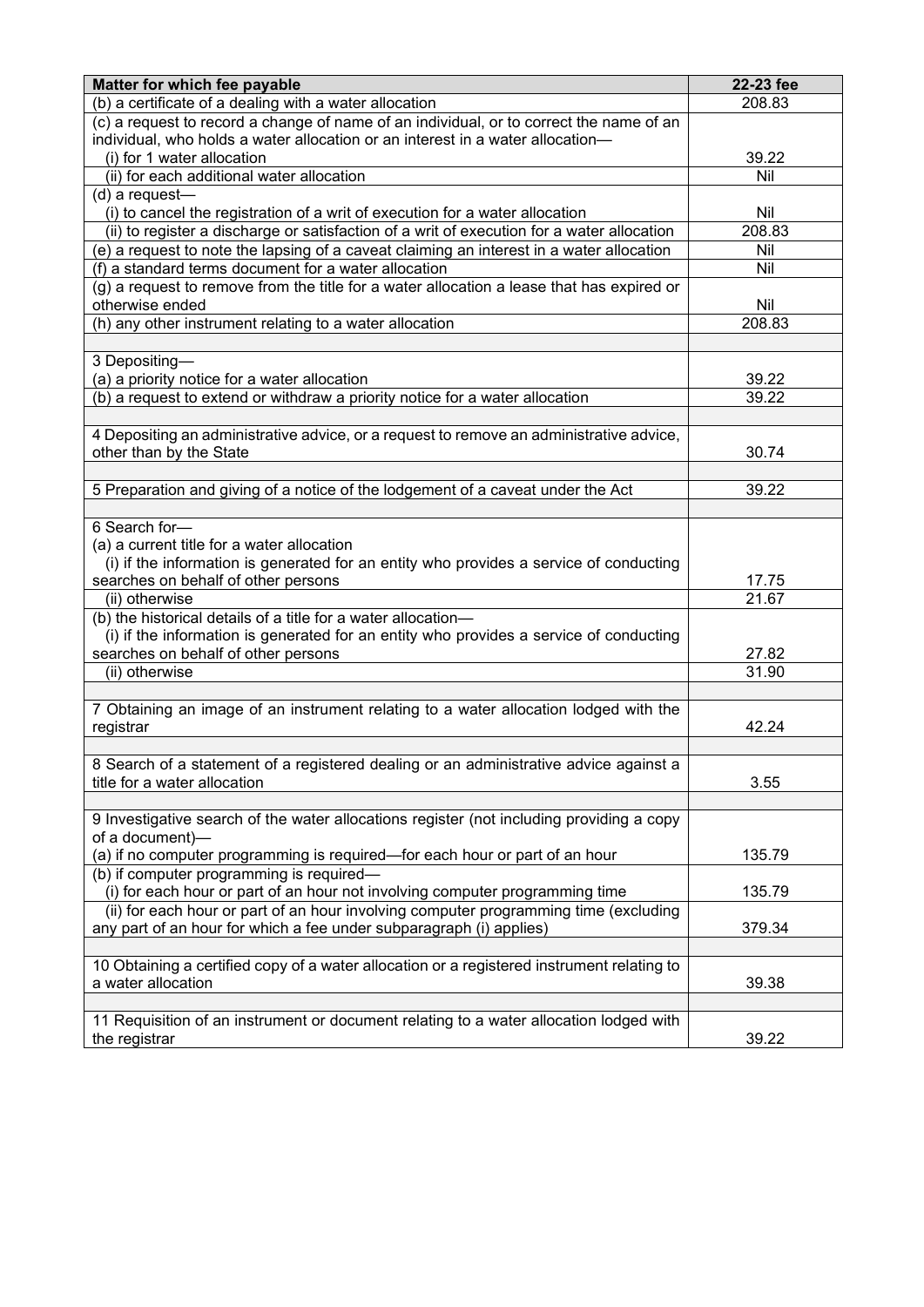| Matter for which fee payable | 22-23 fee |
|---|---|
| (b) a certificate of a dealing with a water allocation | 208.83 |
| (c) a request to record a change of name of an individual, or to correct the name of an individual, who holds a water allocation or an interest in a water allocation— (i) for 1 water allocation | 39.22 |
| (ii) for each additional water allocation | Nil |
| (d) a request— (i) to cancel the registration of a writ of execution for a water allocation | Nil |
| (ii) to register a discharge or satisfaction of a writ of execution for a water allocation | 208.83 |
| (e) a request to note the lapsing of a caveat claiming an interest in a water allocation | Nil |
| (f) a standard terms document for a water allocation | Nil |
| (g) a request to remove from the title for a water allocation a lease that has expired or otherwise ended | Nil |
| (h) any other instrument relating to a water allocation | 208.83 |
| | |
| 3 Depositing— (a) a priority notice for a water allocation | 39.22 |
| (b) a request to extend or withdraw a priority notice for a water allocation | 39.22 |
| | |
| 4 Depositing an administrative advice, or a request to remove an administrative advice, other than by the State | 30.74 |
| | |
| 5 Preparation and giving of a notice of the lodgement of a caveat under the Act | 39.22 |
| | |
| 6 Search for— (a) a current title for a water allocation (i) if the information is generated for an entity who provides a service of conducting searches on behalf of other persons | 17.75 |
| (ii) otherwise | 21.67 |
| (b) the historical details of a title for a water allocation— (i) if the information is generated for an entity who provides a service of conducting searches on behalf of other persons | 27.82 |
| (ii) otherwise | 31.90 |
| | |
| 7 Obtaining an image of an instrument relating to a water allocation lodged with the registrar | 42.24 |
| | |
| 8 Search of a statement of a registered dealing or an administrative advice against a title for a water allocation | 3.55 |
| | |
| 9 Investigative search of the water allocations register (not including providing a copy of a document)— (a) if no computer programming is required—for each hour or part of an hour | 135.79 |
| (b) if computer programming is required— (i) for each hour or part of an hour not involving computer programming time | 135.79 |
| (ii) for each hour or part of an hour involving computer programming time (excluding any part of an hour for which a fee under subparagraph (i) applies) | 379.34 |
| | |
| 10 Obtaining a certified copy of a water allocation or a registered instrument relating to a water allocation | 39.38 |
| | |
| 11 Requisition of an instrument or document relating to a water allocation lodged with the registrar | 39.22 |